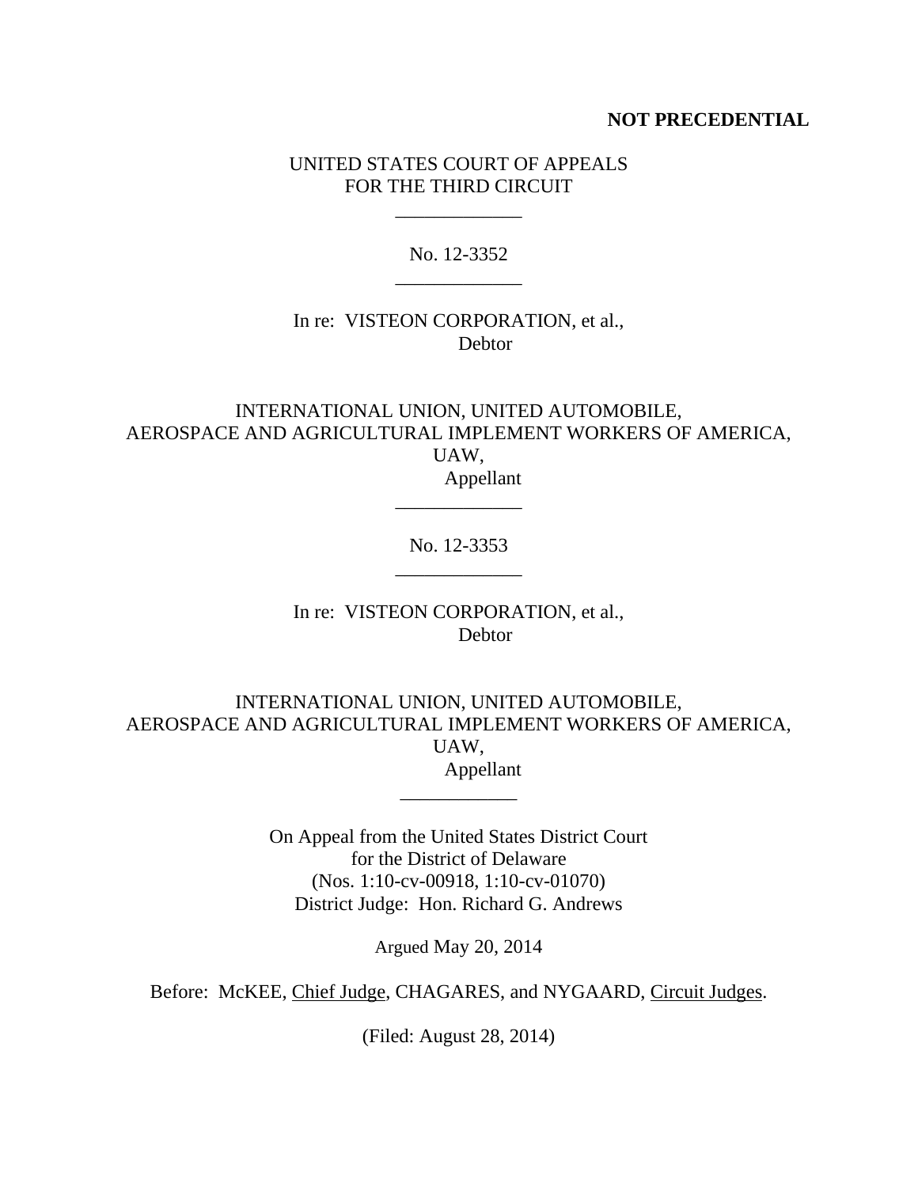**NOT PRECEDENTIAL**

UNITED STATES COURT OF APPEALS
FOR THE THIRD CIRCUIT

\_\_\_\_\_\_\_\_\_\_\_\_\_

No. 12-3352

\_\_\_\_\_\_\_\_\_\_\_\_\_

In re: VISTEON CORPORATION, et al.,
Debtor

INTERNATIONAL UNION, UNITED AUTOMOBILE,
AEROSPACE AND AGRICULTURAL IMPLEMENT WORKERS OF AMERICA,
UAW,
Appellant

\_\_\_\_\_\_\_\_\_\_\_\_\_

No. 12-3353

\_\_\_\_\_\_\_\_\_\_\_\_\_

In re: VISTEON CORPORATION, et al.,
Debtor

INTERNATIONAL UNION, UNITED AUTOMOBILE,
AEROSPACE AND AGRICULTURAL IMPLEMENT WORKERS OF AMERICA,
UAW,
Appellant

\_\_\_\_\_\_\_\_\_\_\_\_

On Appeal from the United States District Court
for the District of Delaware
(Nos. 1:10-cv-00918, 1:10-cv-01070)
District Judge: Hon. Richard G. Andrews

Argued May 20, 2014

Before: McKEE, Chief Judge, CHAGARES, and NYGAARD, Circuit Judges.

(Filed: August 28, 2014)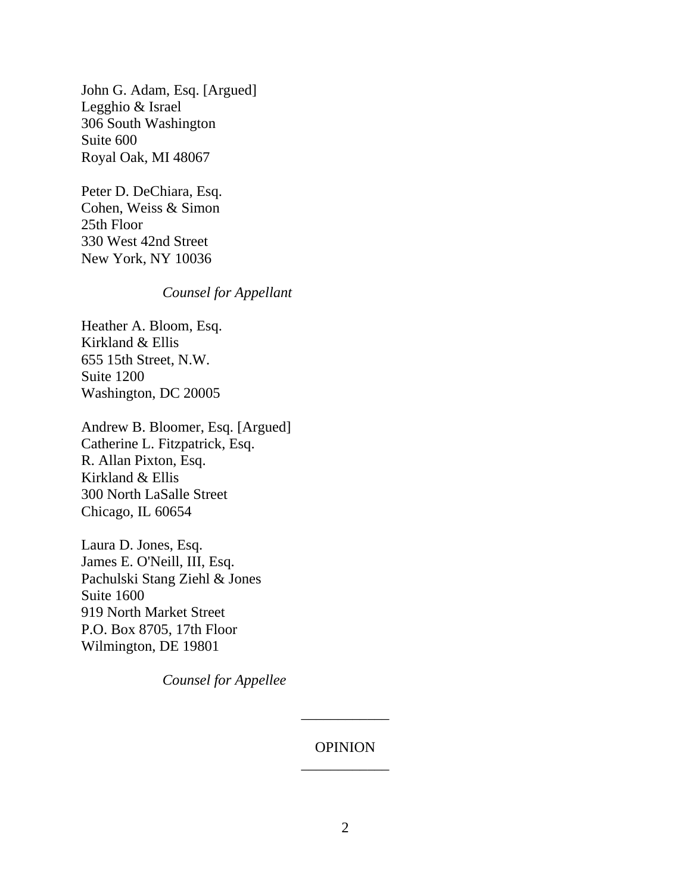John G. Adam, Esq. [Argued]
Legghio & Israel
306 South Washington
Suite 600
Royal Oak, MI 48067

Peter D. DeChiara, Esq.
Cohen, Weiss & Simon
25th Floor
330 West 42nd Street
New York, NY 10036

*Counsel for Appellant*

Heather A. Bloom, Esq.
Kirkland & Ellis
655 15th Street, N.W.
Suite 1200
Washington, DC 20005

Andrew B. Bloomer, Esq. [Argued]
Catherine L. Fitzpatrick, Esq.
R. Allan Pixton, Esq.
Kirkland & Ellis
300 North LaSalle Street
Chicago, IL 60654

Laura D. Jones, Esq.
James E. O'Neill, III, Esq.
Pachulski Stang Ziehl & Jones
Suite 1600
919 North Market Street
P.O. Box 8705, 17th Floor
Wilmington, DE 19801

*Counsel for Appellee*

---

OPINION

---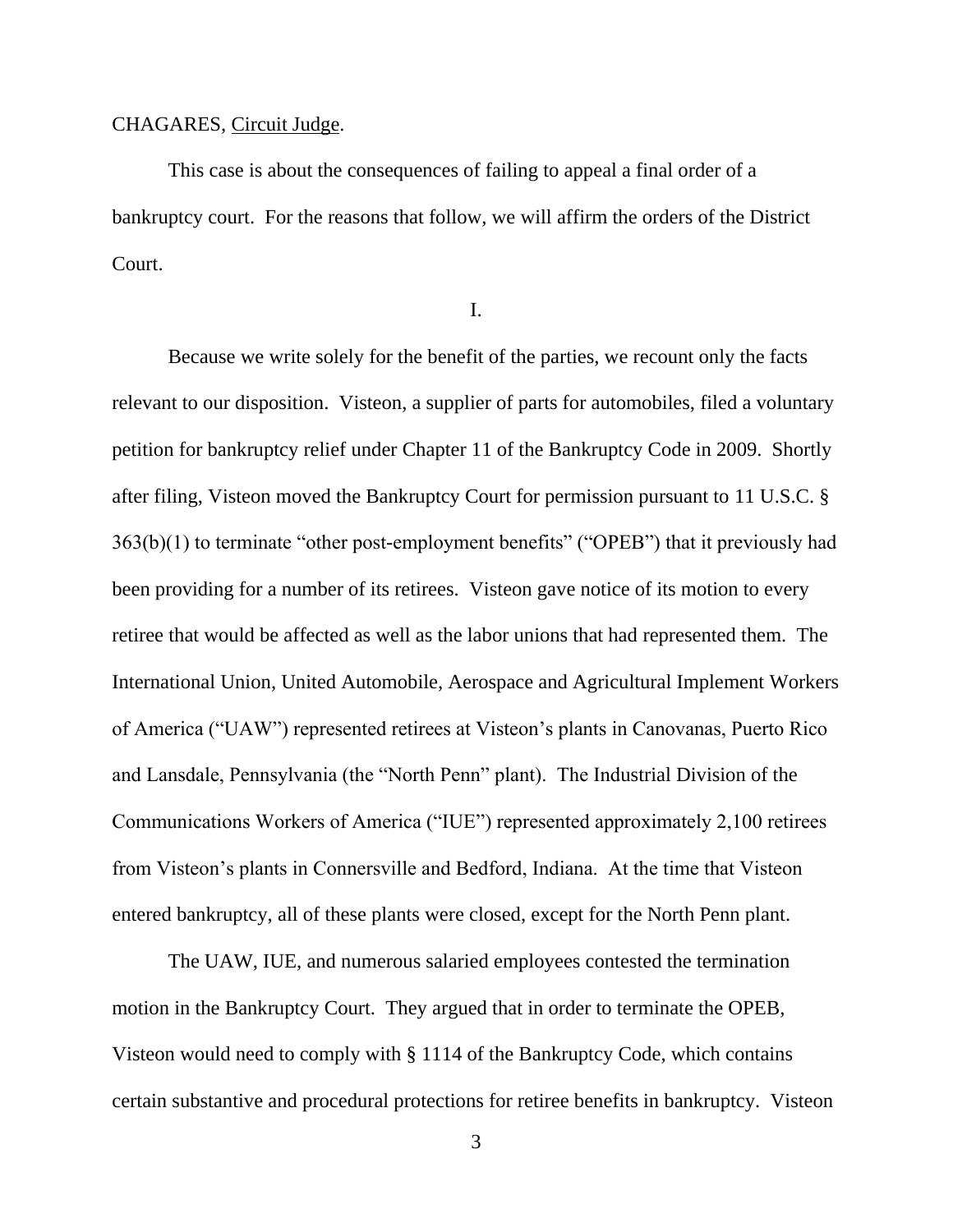CHAGARES, Circuit Judge.

This case is about the consequences of failing to appeal a final order of a bankruptcy court. For the reasons that follow, we will affirm the orders of the District Court.

I.

Because we write solely for the benefit of the parties, we recount only the facts relevant to our disposition. Visteon, a supplier of parts for automobiles, filed a voluntary petition for bankruptcy relief under Chapter 11 of the Bankruptcy Code in 2009. Shortly after filing, Visteon moved the Bankruptcy Court for permission pursuant to 11 U.S.C. § 363(b)(1) to terminate "other post-employment benefits" ("OPEB") that it previously had been providing for a number of its retirees. Visteon gave notice of its motion to every retiree that would be affected as well as the labor unions that had represented them. The International Union, United Automobile, Aerospace and Agricultural Implement Workers of America ("UAW") represented retirees at Visteon's plants in Canovanas, Puerto Rico and Lansdale, Pennsylvania (the "North Penn" plant). The Industrial Division of the Communications Workers of America ("IUE") represented approximately 2,100 retirees from Visteon's plants in Connersville and Bedford, Indiana. At the time that Visteon entered bankruptcy, all of these plants were closed, except for the North Penn plant.

The UAW, IUE, and numerous salaried employees contested the termination motion in the Bankruptcy Court. They argued that in order to terminate the OPEB, Visteon would need to comply with § 1114 of the Bankruptcy Code, which contains certain substantive and procedural protections for retiree benefits in bankruptcy. Visteon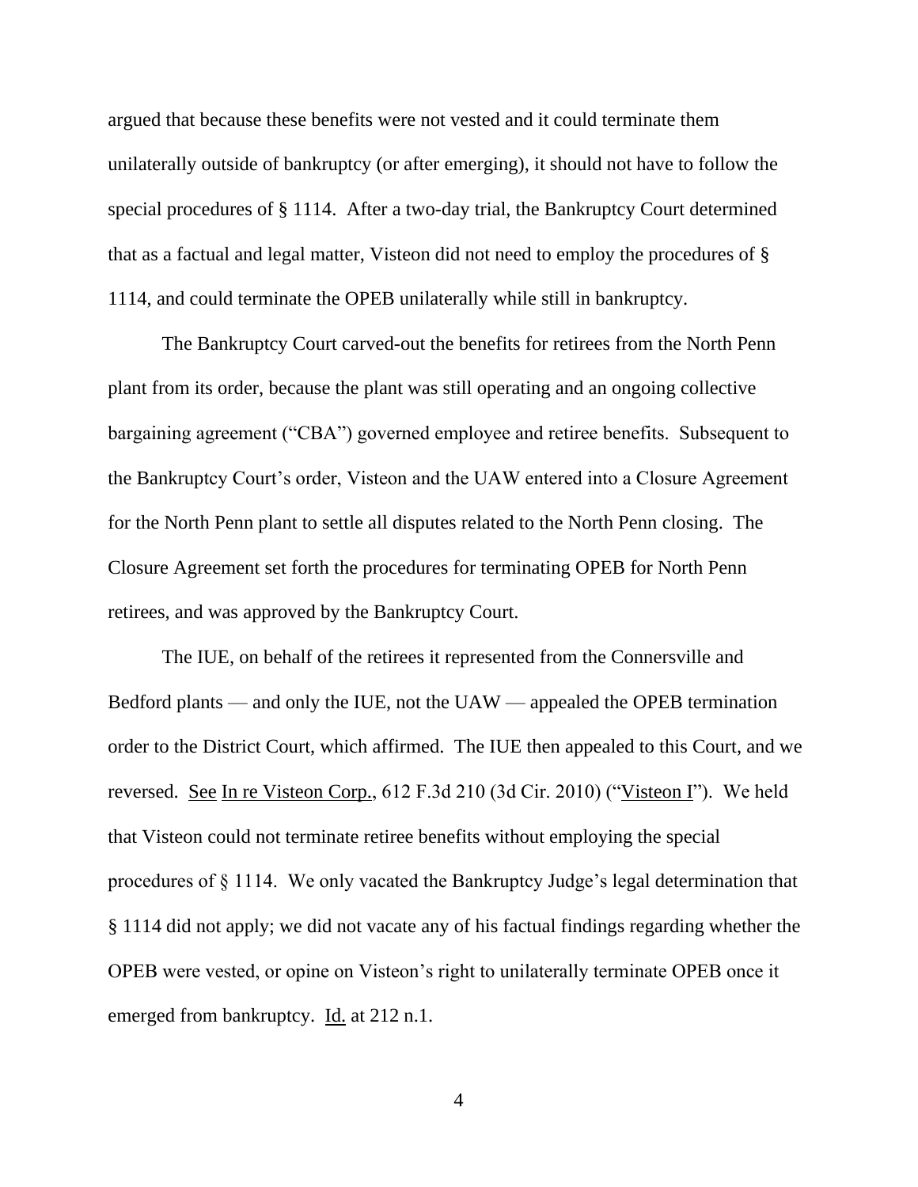argued that because these benefits were not vested and it could terminate them unilaterally outside of bankruptcy (or after emerging), it should not have to follow the special procedures of § 1114. After a two-day trial, the Bankruptcy Court determined that as a factual and legal matter, Visteon did not need to employ the procedures of § 1114, and could terminate the OPEB unilaterally while still in bankruptcy.

The Bankruptcy Court carved-out the benefits for retirees from the North Penn plant from its order, because the plant was still operating and an ongoing collective bargaining agreement ("CBA") governed employee and retiree benefits. Subsequent to the Bankruptcy Court's order, Visteon and the UAW entered into a Closure Agreement for the North Penn plant to settle all disputes related to the North Penn closing. The Closure Agreement set forth the procedures for terminating OPEB for North Penn retirees, and was approved by the Bankruptcy Court.

The IUE, on behalf of the retirees it represented from the Connersville and Bedford plants — and only the IUE, not the UAW — appealed the OPEB termination order to the District Court, which affirmed. The IUE then appealed to this Court, and we reversed. See In re Visteon Corp., 612 F.3d 210 (3d Cir. 2010) ("Visteon I"). We held that Visteon could not terminate retiree benefits without employing the special procedures of § 1114. We only vacated the Bankruptcy Judge's legal determination that § 1114 did not apply; we did not vacate any of his factual findings regarding whether the OPEB were vested, or opine on Visteon's right to unilaterally terminate OPEB once it emerged from bankruptcy. Id. at 212 n.1.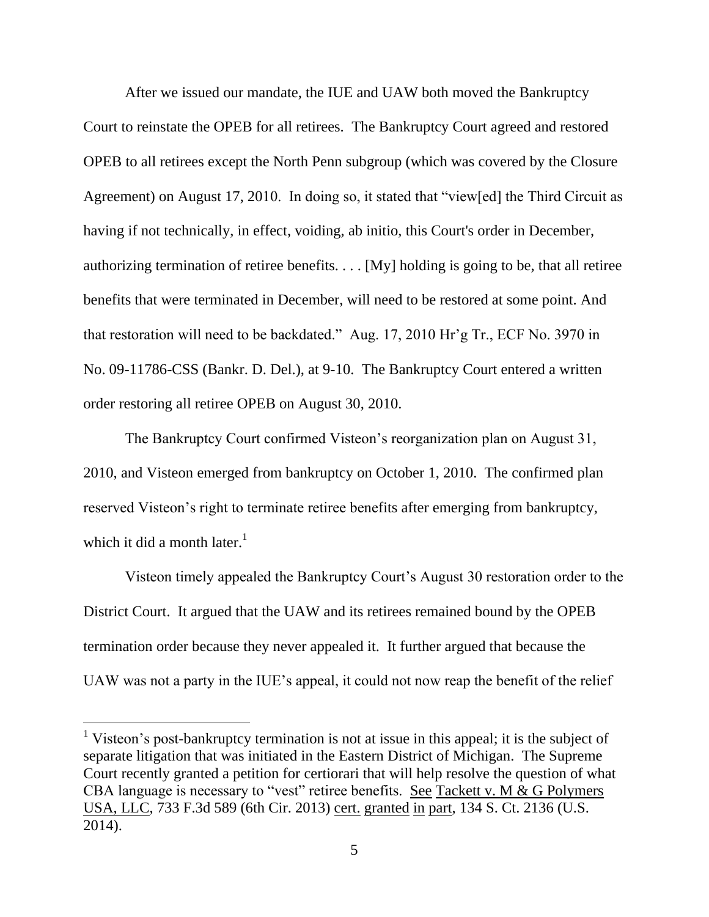After we issued our mandate, the IUE and UAW both moved the Bankruptcy Court to reinstate the OPEB for all retirees. The Bankruptcy Court agreed and restored OPEB to all retirees except the North Penn subgroup (which was covered by the Closure Agreement) on August 17, 2010. In doing so, it stated that "view[ed] the Third Circuit as having if not technically, in effect, voiding, ab initio, this Court's order in December, authorizing termination of retiree benefits. . . . [My] holding is going to be, that all retiree benefits that were terminated in December, will need to be restored at some point. And that restoration will need to be backdated." Aug. 17, 2010 Hr'g Tr., ECF No. 3970 in No. 09-11786-CSS (Bankr. D. Del.), at 9-10. The Bankruptcy Court entered a written order restoring all retiree OPEB on August 30, 2010.

The Bankruptcy Court confirmed Visteon's reorganization plan on August 31, 2010, and Visteon emerged from bankruptcy on October 1, 2010. The confirmed plan reserved Visteon's right to terminate retiree benefits after emerging from bankruptcy, which it did a month later.[1]

Visteon timely appealed the Bankruptcy Court's August 30 restoration order to the District Court. It argued that the UAW and its retirees remained bound by the OPEB termination order because they never appealed it. It further argued that because the UAW was not a party in the IUE's appeal, it could not now reap the benefit of the relief

---

[1] Visteon's post-bankruptcy termination is not at issue in this appeal; it is the subject of separate litigation that was initiated in the Eastern District of Michigan. The Supreme Court recently granted a petition for certiorari that will help resolve the question of what CBA language is necessary to "vest" retiree benefits. See Tackett v. M & G Polymers USA, LLC, 733 F.3d 589 (6th Cir. 2013) cert. granted in part, 134 S. Ct. 2136 (U.S. 2014).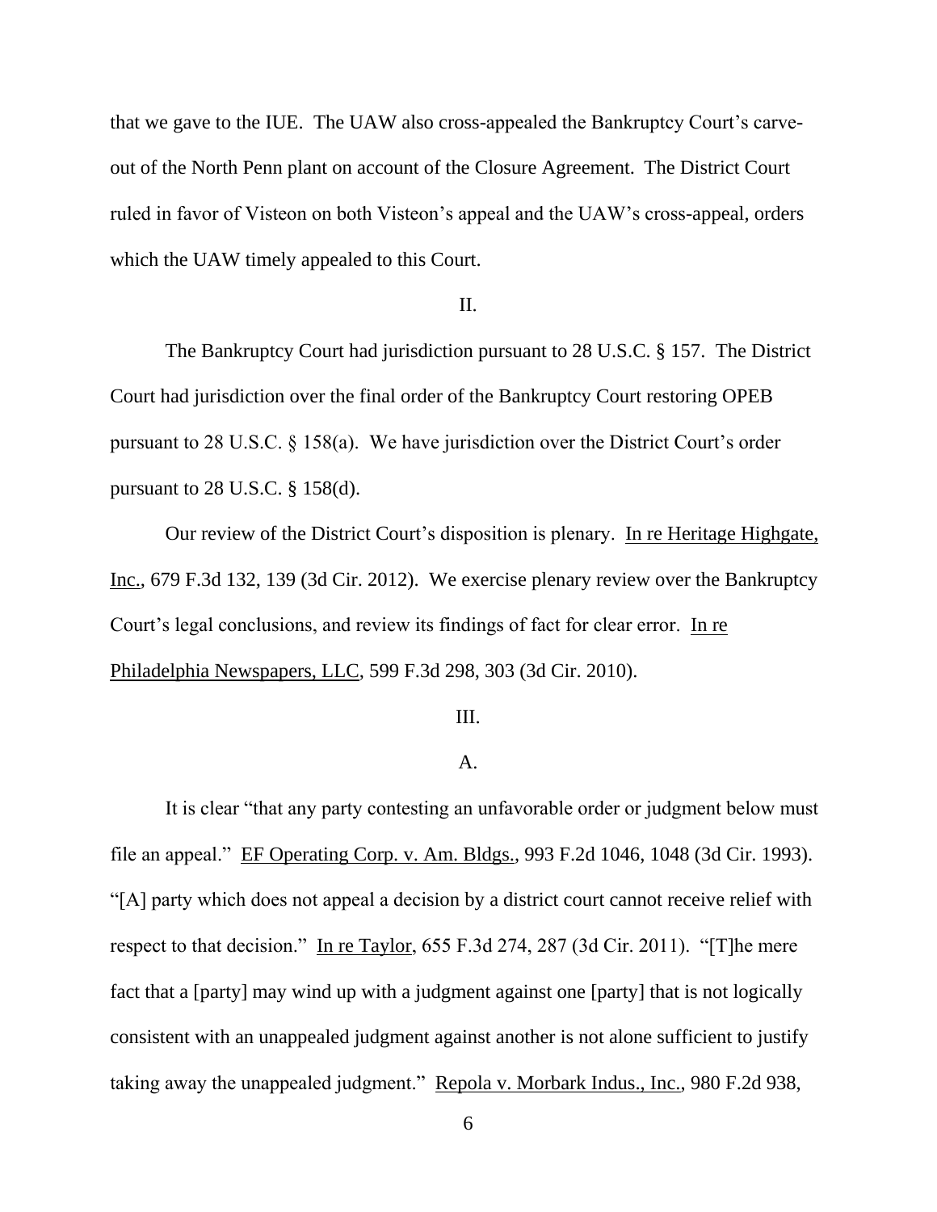that we gave to the IUE. The UAW also cross-appealed the Bankruptcy Court's carve-out of the North Penn plant on account of the Closure Agreement. The District Court ruled in favor of Visteon on both Visteon's appeal and the UAW's cross-appeal, orders which the UAW timely appealed to this Court.

II.

The Bankruptcy Court had jurisdiction pursuant to 28 U.S.C. § 157. The District Court had jurisdiction over the final order of the Bankruptcy Court restoring OPEB pursuant to 28 U.S.C. § 158(a). We have jurisdiction over the District Court's order pursuant to 28 U.S.C. § 158(d).

Our review of the District Court's disposition is plenary. In re Heritage Highgate, Inc., 679 F.3d 132, 139 (3d Cir. 2012). We exercise plenary review over the Bankruptcy Court's legal conclusions, and review its findings of fact for clear error. In re Philadelphia Newspapers, LLC, 599 F.3d 298, 303 (3d Cir. 2010).

III.

A.

It is clear "that any party contesting an unfavorable order or judgment below must file an appeal." EF Operating Corp. v. Am. Bldgs., 993 F.2d 1046, 1048 (3d Cir. 1993). "[A] party which does not appeal a decision by a district court cannot receive relief with respect to that decision." In re Taylor, 655 F.3d 274, 287 (3d Cir. 2011). "[T]he mere fact that a [party] may wind up with a judgment against one [party] that is not logically consistent with an unappealed judgment against another is not alone sufficient to justify taking away the unappealed judgment." Repola v. Morbark Indus., Inc., 980 F.2d 938,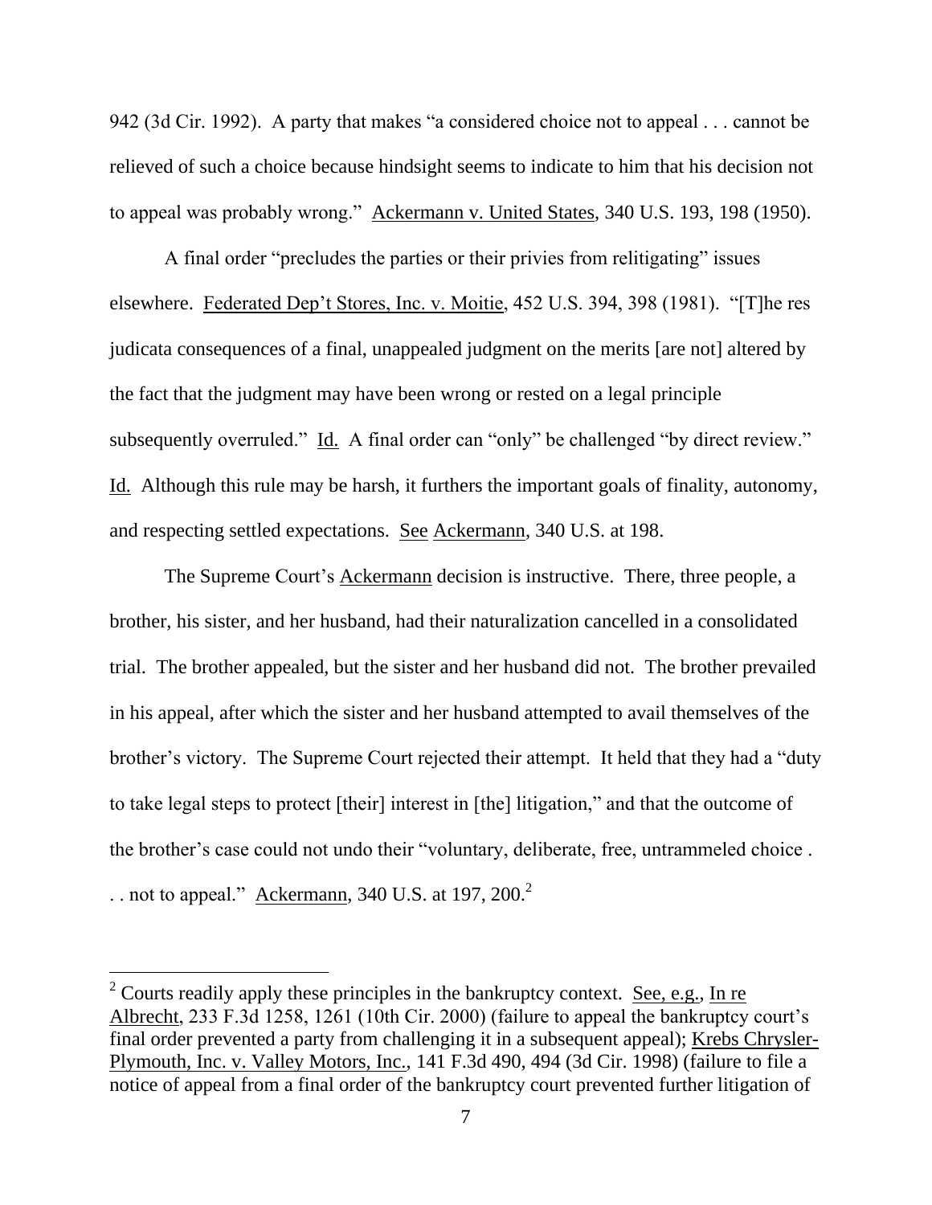942 (3d Cir. 1992). A party that makes "a considered choice not to appeal . . . cannot be relieved of such a choice because hindsight seems to indicate to him that his decision not to appeal was probably wrong." Ackermann v. United States, 340 U.S. 193, 198 (1950).

A final order "precludes the parties or their privies from relitigating" issues elsewhere. Federated Dep't Stores, Inc. v. Moitie, 452 U.S. 394, 398 (1981). "[T]he res judicata consequences of a final, unappealed judgment on the merits [are not] altered by the fact that the judgment may have been wrong or rested on a legal principle subsequently overruled." Id. A final order can "only" be challenged "by direct review." Id. Although this rule may be harsh, it furthers the important goals of finality, autonomy, and respecting settled expectations. See Ackermann, 340 U.S. at 198.

The Supreme Court's Ackermann decision is instructive. There, three people, a brother, his sister, and her husband, had their naturalization cancelled in a consolidated trial. The brother appealed, but the sister and her husband did not. The brother prevailed in his appeal, after which the sister and her husband attempted to avail themselves of the brother's victory. The Supreme Court rejected their attempt. It held that they had a "duty to take legal steps to protect [their] interest in [the] litigation," and that the outcome of the brother's case could not undo their "voluntary, deliberate, free, untrammeled choice . . . not to appeal." Ackermann, 340 U.S. at 197, 200.[2]

---

[2] Courts readily apply these principles in the bankruptcy context. See, e.g., In re Albrecht, 233 F.3d 1258, 1261 (10th Cir. 2000) (failure to appeal the bankruptcy court's final order prevented a party from challenging it in a subsequent appeal); Krebs Chrysler-Plymouth, Inc. v. Valley Motors, Inc., 141 F.3d 490, 494 (3d Cir. 1998) (failure to file a notice of appeal from a final order of the bankruptcy court prevented further litigation of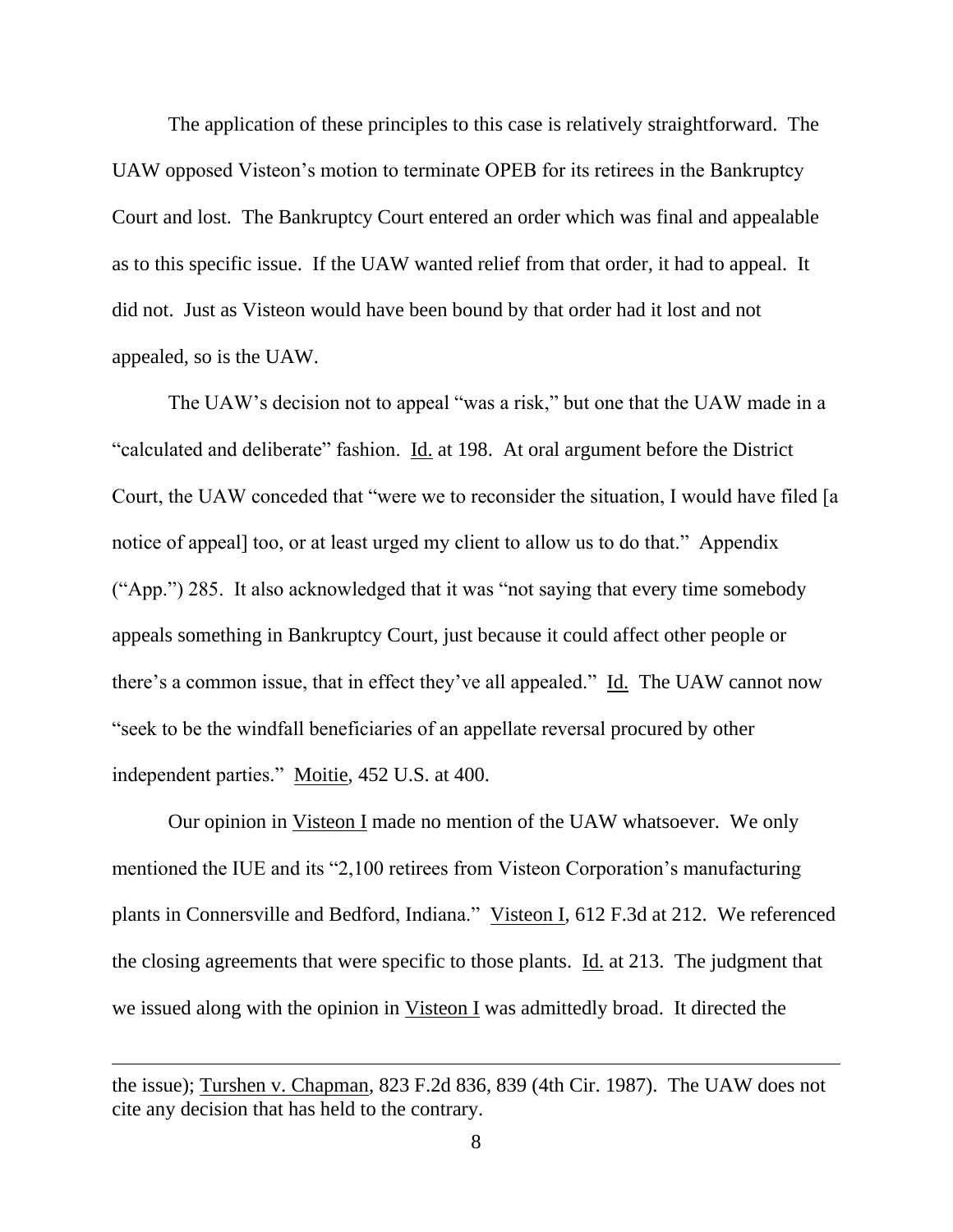The application of these principles to this case is relatively straightforward. The UAW opposed Visteon's motion to terminate OPEB for its retirees in the Bankruptcy Court and lost. The Bankruptcy Court entered an order which was final and appealable as to this specific issue. If the UAW wanted relief from that order, it had to appeal. It did not. Just as Visteon would have been bound by that order had it lost and not appealed, so is the UAW.

The UAW's decision not to appeal "was a risk," but one that the UAW made in a "calculated and deliberate" fashion. Id. at 198. At oral argument before the District Court, the UAW conceded that "were we to reconsider the situation, I would have filed [a notice of appeal] too, or at least urged my client to allow us to do that." Appendix ("App.") 285. It also acknowledged that it was "not saying that every time somebody appeals something in Bankruptcy Court, just because it could affect other people or there's a common issue, that in effect they've all appealed." Id. The UAW cannot now "seek to be the windfall beneficiaries of an appellate reversal procured by other independent parties." Moitie, 452 U.S. at 400.

Our opinion in Visteon I made no mention of the UAW whatsoever. We only mentioned the IUE and its "2,100 retirees from Visteon Corporation's manufacturing plants in Connersville and Bedford, Indiana." Visteon I, 612 F.3d at 212. We referenced the closing agreements that were specific to those plants. Id. at 213. The judgment that we issued along with the opinion in Visteon I was admittedly broad. It directed the

---

the issue); Turshen v. Chapman, 823 F.2d 836, 839 (4th Cir. 1987). The UAW does not cite any decision that has held to the contrary.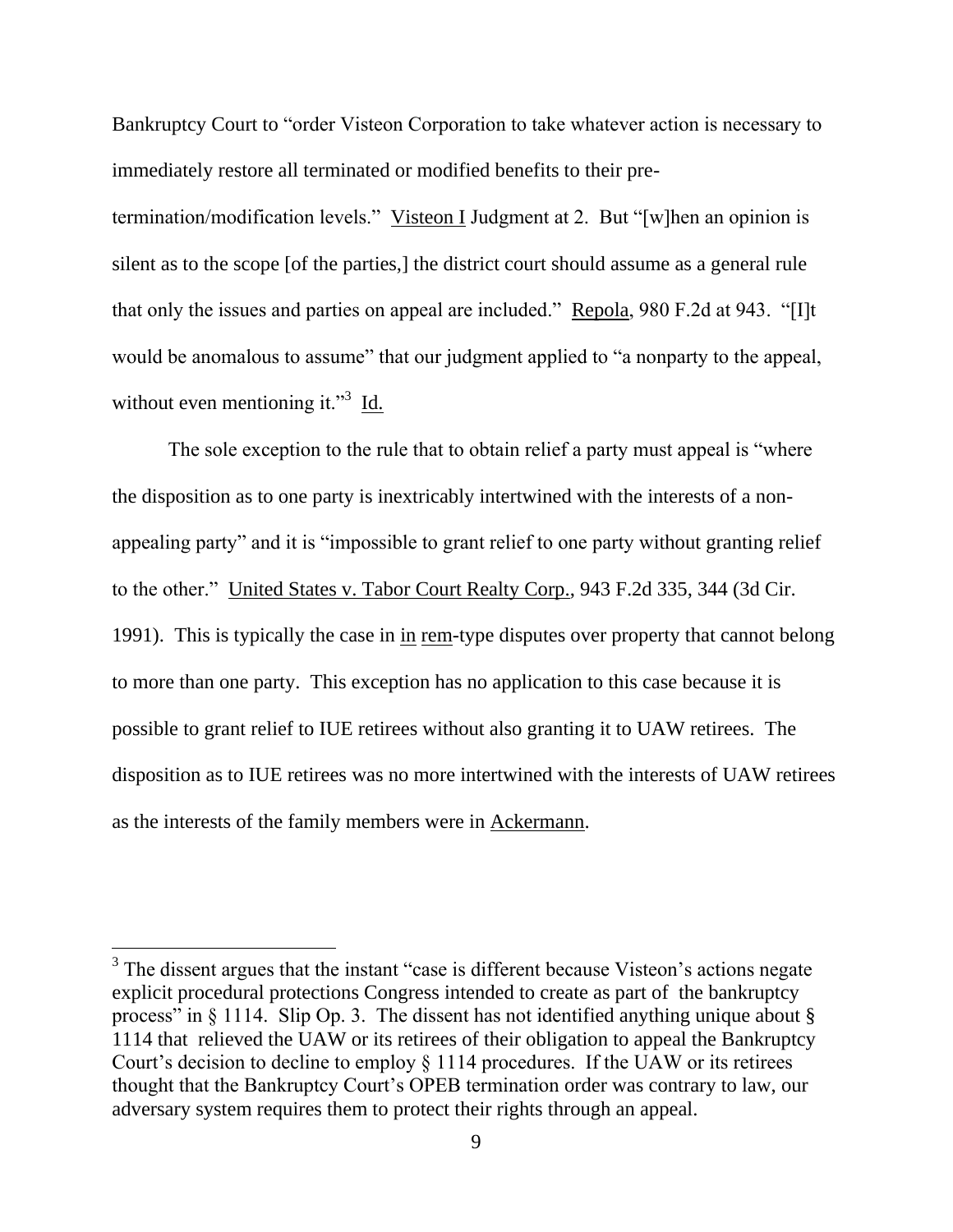Bankruptcy Court to "order Visteon Corporation to take whatever action is necessary to immediately restore all terminated or modified benefits to their pre-termination/modification levels." Visteon I Judgment at 2. But "[w]hen an opinion is silent as to the scope [of the parties,] the district court should assume as a general rule that only the issues and parties on appeal are included." Repola, 980 F.2d at 943. "[I]t would be anomalous to assume" that our judgment applied to "a nonparty to the appeal, without even mentioning it."[3] Id.

The sole exception to the rule that to obtain relief a party must appeal is "where the disposition as to one party is inextricably intertwined with the interests of a non-appealing party" and it is "impossible to grant relief to one party without granting relief to the other." United States v. Tabor Court Realty Corp., 943 F.2d 335, 344 (3d Cir. 1991). This is typically the case in in rem-type disputes over property that cannot belong to more than one party. This exception has no application to this case because it is possible to grant relief to IUE retirees without also granting it to UAW retirees. The disposition as to IUE retirees was no more intertwined with the interests of UAW retirees as the interests of the family members were in Ackermann.

---

[3] The dissent argues that the instant "case is different because Visteon's actions negate explicit procedural protections Congress intended to create as part of the bankruptcy process" in § 1114. Slip Op. 3. The dissent has not identified anything unique about § 1114 that relieved the UAW or its retirees of their obligation to appeal the Bankruptcy Court's decision to decline to employ § 1114 procedures. If the UAW or its retirees thought that the Bankruptcy Court's OPEB termination order was contrary to law, our adversary system requires them to protect their rights through an appeal.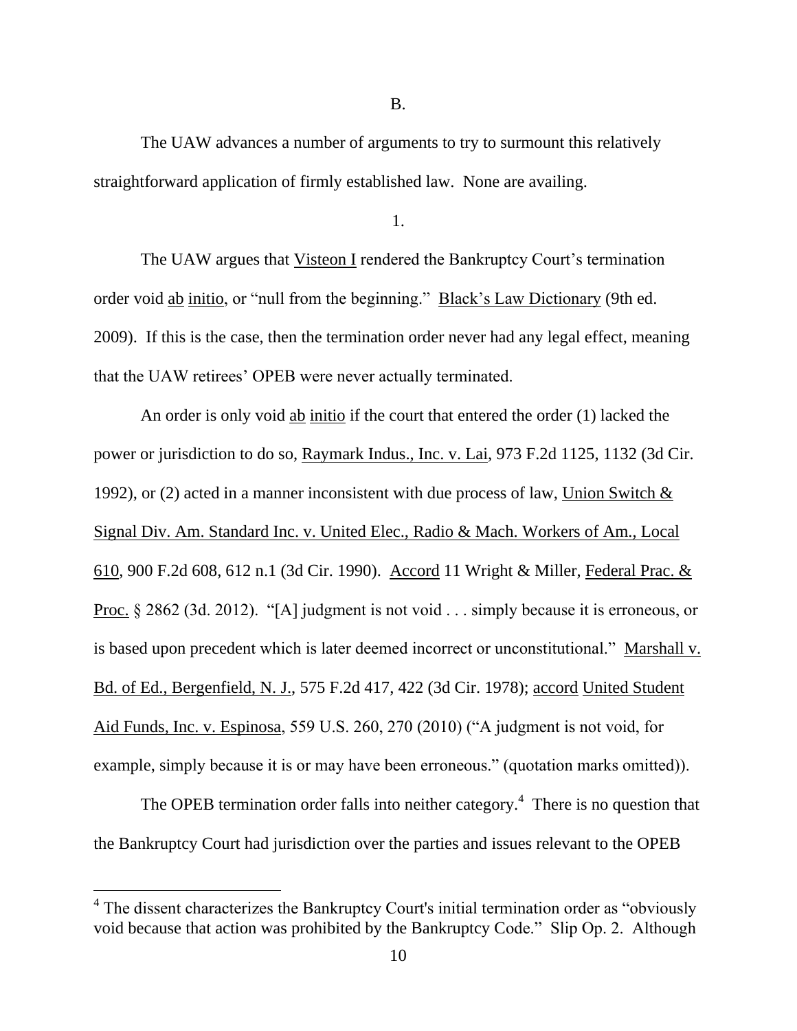B.

The UAW advances a number of arguments to try to surmount this relatively straightforward application of firmly established law. None are availing.

1.

The UAW argues that Visteon I rendered the Bankruptcy Court's termination order void ab initio, or "null from the beginning." Black's Law Dictionary (9th ed. 2009). If this is the case, then the termination order never had any legal effect, meaning that the UAW retirees' OPEB were never actually terminated.

An order is only void ab initio if the court that entered the order (1) lacked the power or jurisdiction to do so, Raymark Indus., Inc. v. Lai, 973 F.2d 1125, 1132 (3d Cir. 1992), or (2) acted in a manner inconsistent with due process of law, Union Switch & Signal Div. Am. Standard Inc. v. United Elec., Radio & Mach. Workers of Am., Local 610, 900 F.2d 608, 612 n.1 (3d Cir. 1990). Accord 11 Wright & Miller, Federal Prac. & Proc. § 2862 (3d. 2012). "[A] judgment is not void . . . simply because it is erroneous, or is based upon precedent which is later deemed incorrect or unconstitutional." Marshall v. Bd. of Ed., Bergenfield, N. J., 575 F.2d 417, 422 (3d Cir. 1978); accord United Student Aid Funds, Inc. v. Espinosa, 559 U.S. 260, 270 (2010) ("A judgment is not void, for example, simply because it is or may have been erroneous." (quotation marks omitted)).

The OPEB termination order falls into neither category.[4] There is no question that the Bankruptcy Court had jurisdiction over the parties and issues relevant to the OPEB

[4] The dissent characterizes the Bankruptcy Court's initial termination order as "obviously void because that action was prohibited by the Bankruptcy Code." Slip Op. 2. Although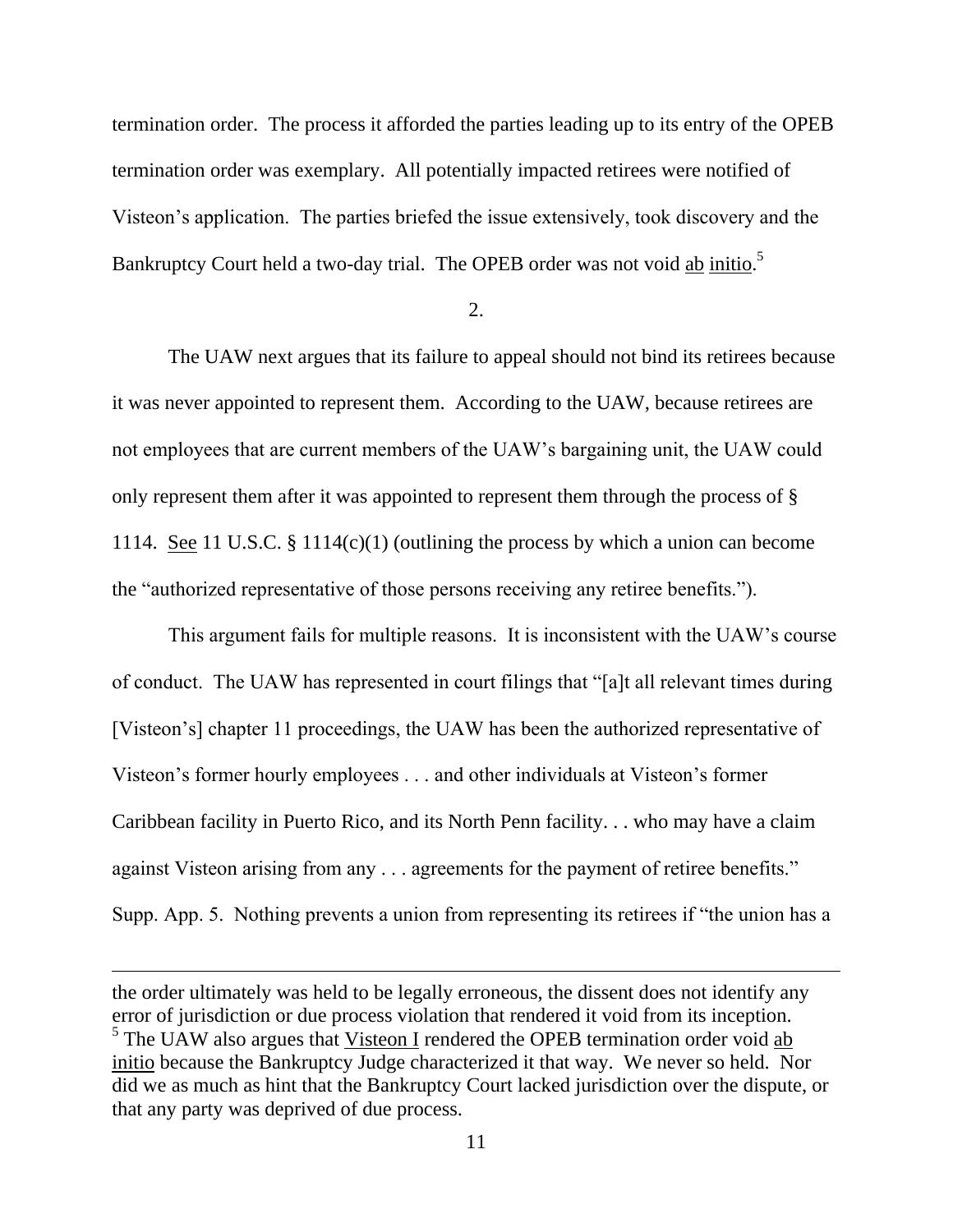termination order. The process it afforded the parties leading up to its entry of the OPEB termination order was exemplary. All potentially impacted retirees were notified of Visteon's application. The parties briefed the issue extensively, took discovery and the Bankruptcy Court held a two-day trial. The OPEB order was not void ab initio.[5]

2.

The UAW next argues that its failure to appeal should not bind its retirees because it was never appointed to represent them. According to the UAW, because retirees are not employees that are current members of the UAW's bargaining unit, the UAW could only represent them after it was appointed to represent them through the process of § 1114. See 11 U.S.C. § 1114(c)(1) (outlining the process by which a union can become the "authorized representative of those persons receiving any retiree benefits.").

This argument fails for multiple reasons. It is inconsistent with the UAW's course of conduct. The UAW has represented in court filings that "[a]t all relevant times during [Visteon's] chapter 11 proceedings, the UAW has been the authorized representative of Visteon's former hourly employees . . . and other individuals at Visteon's former Caribbean facility in Puerto Rico, and its North Penn facility. . . who may have a claim against Visteon arising from any . . . agreements for the payment of retiree benefits." Supp. App. 5. Nothing prevents a union from representing its retirees if "the union has a

---

the order ultimately was held to be legally erroneous, the dissent does not identify any error of jurisdiction or due process violation that rendered it void from its inception.

[5] The UAW also argues that Visteon I rendered the OPEB termination order void ab initio because the Bankruptcy Judge characterized it that way. We never so held. Nor did we as much as hint that the Bankruptcy Court lacked jurisdiction over the dispute, or that any party was deprived of due process.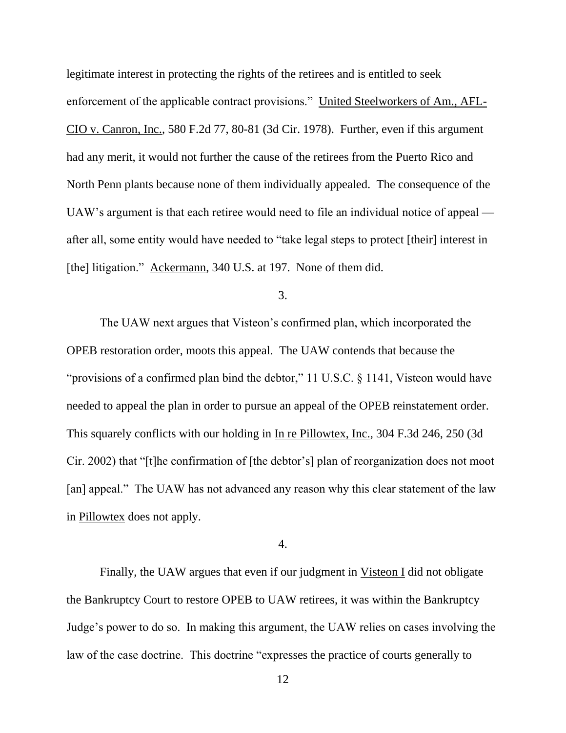legitimate interest in protecting the rights of the retirees and is entitled to seek enforcement of the applicable contract provisions." United Steelworkers of Am., AFL-CIO v. Canron, Inc., 580 F.2d 77, 80-81 (3d Cir. 1978). Further, even if this argument had any merit, it would not further the cause of the retirees from the Puerto Rico and North Penn plants because none of them individually appealed. The consequence of the UAW's argument is that each retiree would need to file an individual notice of appeal — after all, some entity would have needed to "take legal steps to protect [their] interest in [the] litigation." Ackermann, 340 U.S. at 197. None of them did.

3.

The UAW next argues that Visteon's confirmed plan, which incorporated the OPEB restoration order, moots this appeal. The UAW contends that because the "provisions of a confirmed plan bind the debtor," 11 U.S.C. § 1141, Visteon would have needed to appeal the plan in order to pursue an appeal of the OPEB reinstatement order. This squarely conflicts with our holding in In re Pillowtex, Inc., 304 F.3d 246, 250 (3d Cir. 2002) that "[t]he confirmation of [the debtor's] plan of reorganization does not moot [an] appeal." The UAW has not advanced any reason why this clear statement of the law in Pillowtex does not apply.

4.

Finally, the UAW argues that even if our judgment in Visteon I did not obligate the Bankruptcy Court to restore OPEB to UAW retirees, it was within the Bankruptcy Judge's power to do so. In making this argument, the UAW relies on cases involving the law of the case doctrine. This doctrine "expresses the practice of courts generally to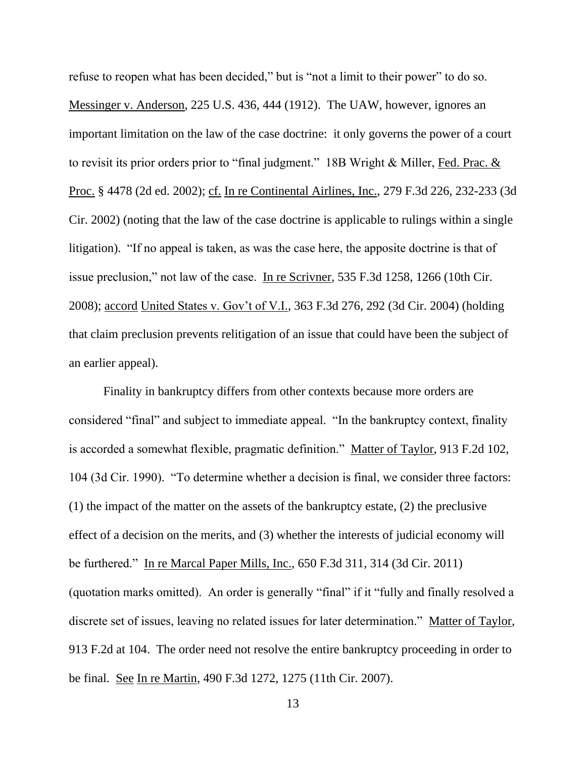refuse to reopen what has been decided," but is "not a limit to their power" to do so. Messinger v. Anderson, 225 U.S. 436, 444 (1912). The UAW, however, ignores an important limitation on the law of the case doctrine: it only governs the power of a court to revisit its prior orders prior to "final judgment." 18B Wright & Miller, Fed. Prac. & Proc. § 4478 (2d ed. 2002); cf. In re Continental Airlines, Inc., 279 F.3d 226, 232-233 (3d Cir. 2002) (noting that the law of the case doctrine is applicable to rulings within a single litigation). "If no appeal is taken, as was the case here, the apposite doctrine is that of issue preclusion," not law of the case. In re Scrivner, 535 F.3d 1258, 1266 (10th Cir. 2008); accord United States v. Gov't of V.I., 363 F.3d 276, 292 (3d Cir. 2004) (holding that claim preclusion prevents relitigation of an issue that could have been the subject of an earlier appeal).

Finality in bankruptcy differs from other contexts because more orders are considered "final" and subject to immediate appeal. "In the bankruptcy context, finality is accorded a somewhat flexible, pragmatic definition." Matter of Taylor, 913 F.2d 102, 104 (3d Cir. 1990). "To determine whether a decision is final, we consider three factors: (1) the impact of the matter on the assets of the bankruptcy estate, (2) the preclusive effect of a decision on the merits, and (3) whether the interests of judicial economy will be furthered." In re Marcal Paper Mills, Inc., 650 F.3d 311, 314 (3d Cir. 2011) (quotation marks omitted). An order is generally "final" if it "fully and finally resolved a discrete set of issues, leaving no related issues for later determination." Matter of Taylor, 913 F.2d at 104. The order need not resolve the entire bankruptcy proceeding in order to be final. See In re Martin, 490 F.3d 1272, 1275 (11th Cir. 2007).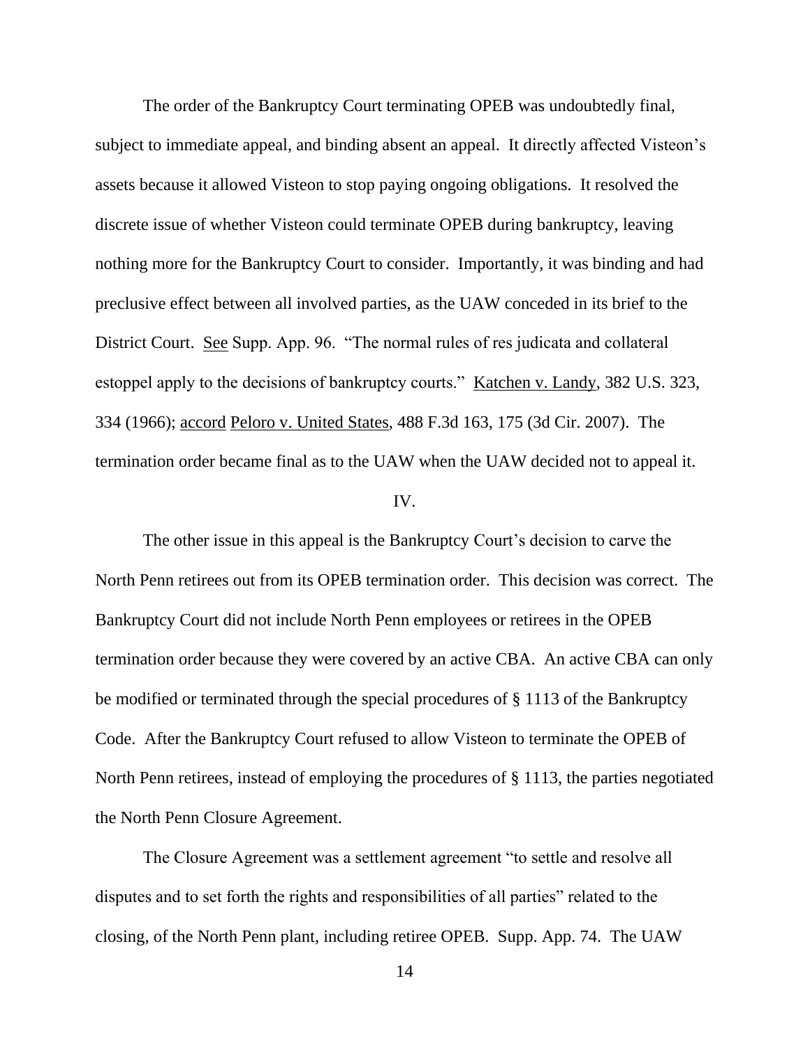The order of the Bankruptcy Court terminating OPEB was undoubtedly final, subject to immediate appeal, and binding absent an appeal. It directly affected Visteon's assets because it allowed Visteon to stop paying ongoing obligations. It resolved the discrete issue of whether Visteon could terminate OPEB during bankruptcy, leaving nothing more for the Bankruptcy Court to consider. Importantly, it was binding and had preclusive effect between all involved parties, as the UAW conceded in its brief to the District Court. See Supp. App. 96. "The normal rules of res judicata and collateral estoppel apply to the decisions of bankruptcy courts." Katchen v. Landy, 382 U.S. 323, 334 (1966); accord Peloro v. United States, 488 F.3d 163, 175 (3d Cir. 2007). The termination order became final as to the UAW when the UAW decided not to appeal it.

IV.

The other issue in this appeal is the Bankruptcy Court's decision to carve the North Penn retirees out from its OPEB termination order. This decision was correct. The Bankruptcy Court did not include North Penn employees or retirees in the OPEB termination order because they were covered by an active CBA. An active CBA can only be modified or terminated through the special procedures of § 1113 of the Bankruptcy Code. After the Bankruptcy Court refused to allow Visteon to terminate the OPEB of North Penn retirees, instead of employing the procedures of § 1113, the parties negotiated the North Penn Closure Agreement.

The Closure Agreement was a settlement agreement "to settle and resolve all disputes and to set forth the rights and responsibilities of all parties" related to the closing, of the North Penn plant, including retiree OPEB. Supp. App. 74. The UAW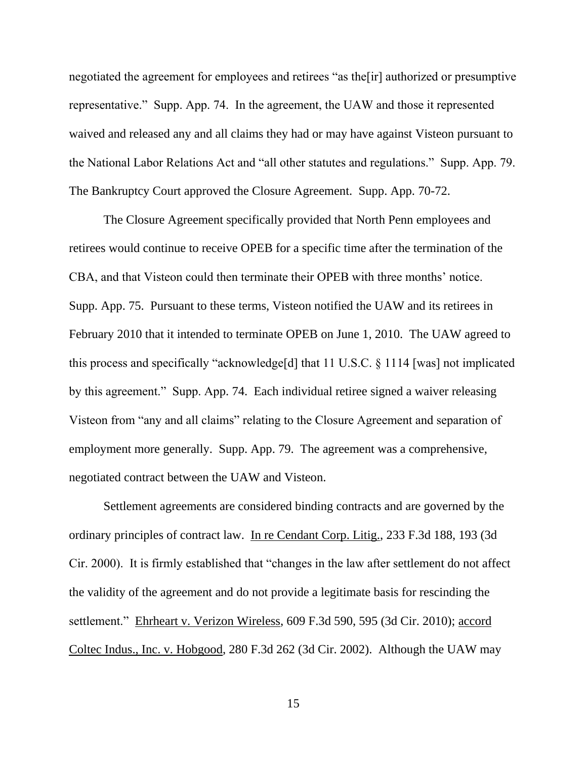negotiated the agreement for employees and retirees "as the[ir] authorized or presumptive representative." Supp. App. 74. In the agreement, the UAW and those it represented waived and released any and all claims they had or may have against Visteon pursuant to the National Labor Relations Act and "all other statutes and regulations." Supp. App. 79. The Bankruptcy Court approved the Closure Agreement. Supp. App. 70-72.

The Closure Agreement specifically provided that North Penn employees and retirees would continue to receive OPEB for a specific time after the termination of the CBA, and that Visteon could then terminate their OPEB with three months' notice. Supp. App. 75. Pursuant to these terms, Visteon notified the UAW and its retirees in February 2010 that it intended to terminate OPEB on June 1, 2010. The UAW agreed to this process and specifically "acknowledge[d] that 11 U.S.C. § 1114 [was] not implicated by this agreement." Supp. App. 74. Each individual retiree signed a waiver releasing Visteon from "any and all claims" relating to the Closure Agreement and separation of employment more generally. Supp. App. 79. The agreement was a comprehensive, negotiated contract between the UAW and Visteon.

Settlement agreements are considered binding contracts and are governed by the ordinary principles of contract law. In re Cendant Corp. Litig., 233 F.3d 188, 193 (3d Cir. 2000). It is firmly established that "changes in the law after settlement do not affect the validity of the agreement and do not provide a legitimate basis for rescinding the settlement." Ehrheart v. Verizon Wireless, 609 F.3d 590, 595 (3d Cir. 2010); accord Coltec Indus., Inc. v. Hobgood, 280 F.3d 262 (3d Cir. 2002). Although the UAW may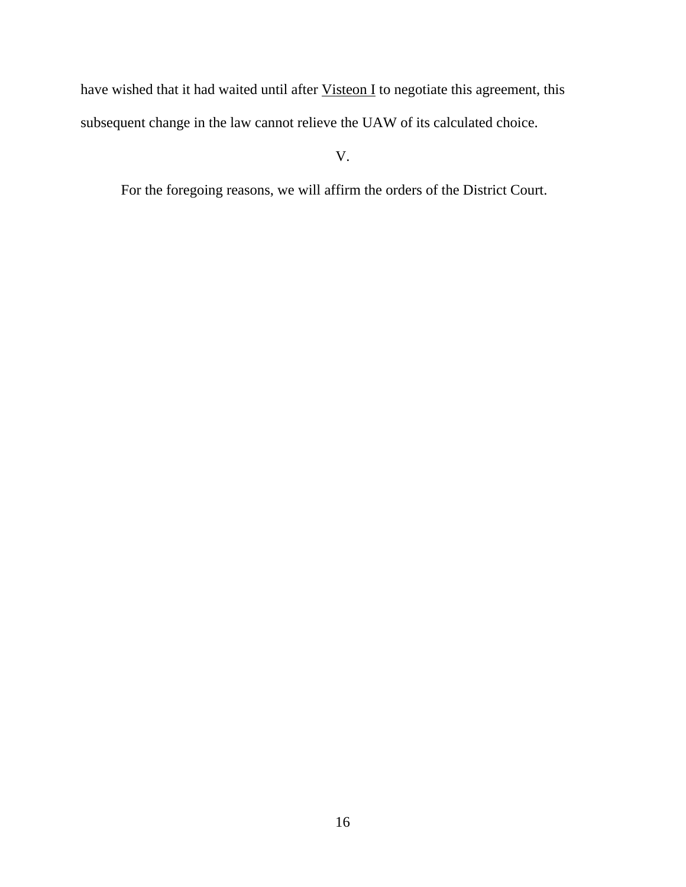have wished that it had waited until after Visteon I to negotiate this agreement, this subsequent change in the law cannot relieve the UAW of its calculated choice.

## V.

For the foregoing reasons, we will affirm the orders of the District Court.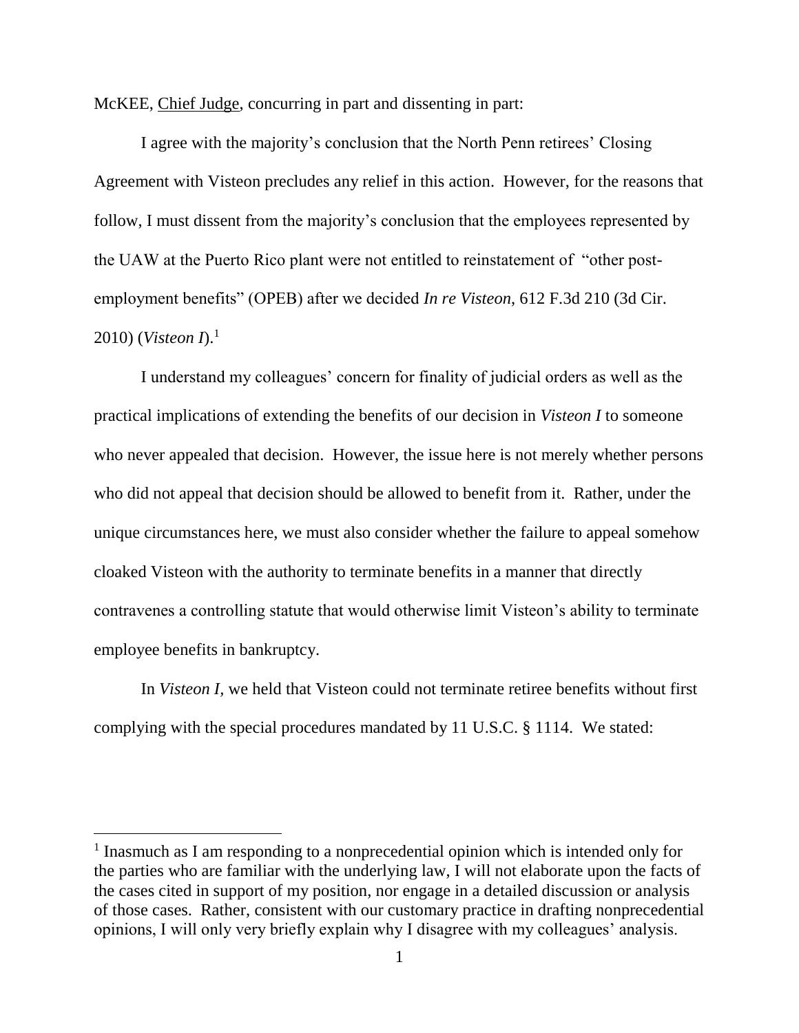McKEE, Chief Judge, concurring in part and dissenting in part:

I agree with the majority's conclusion that the North Penn retirees' Closing Agreement with Visteon precludes any relief in this action. However, for the reasons that follow, I must dissent from the majority's conclusion that the employees represented by the UAW at the Puerto Rico plant were not entitled to reinstatement of "other post-employment benefits" (OPEB) after we decided *In re Visteon*, 612 F.3d 210 (3d Cir. 2010) (*Visteon I*).[1]

I understand my colleagues' concern for finality of judicial orders as well as the practical implications of extending the benefits of our decision in *Visteon I* to someone who never appealed that decision. However, the issue here is not merely whether persons who did not appeal that decision should be allowed to benefit from it. Rather, under the unique circumstances here, we must also consider whether the failure to appeal somehow cloaked Visteon with the authority to terminate benefits in a manner that directly contravenes a controlling statute that would otherwise limit Visteon's ability to terminate employee benefits in bankruptcy.

In *Visteon I,* we held that Visteon could not terminate retiree benefits without first complying with the special procedures mandated by 11 U.S.C. § 1114. We stated:

[1] Inasmuch as I am responding to a nonprecedential opinion which is intended only for the parties who are familiar with the underlying law, I will not elaborate upon the facts of the cases cited in support of my position, nor engage in a detailed discussion or analysis of those cases. Rather, consistent with our customary practice in drafting nonprecedential opinions, I will only very briefly explain why I disagree with my colleagues' analysis.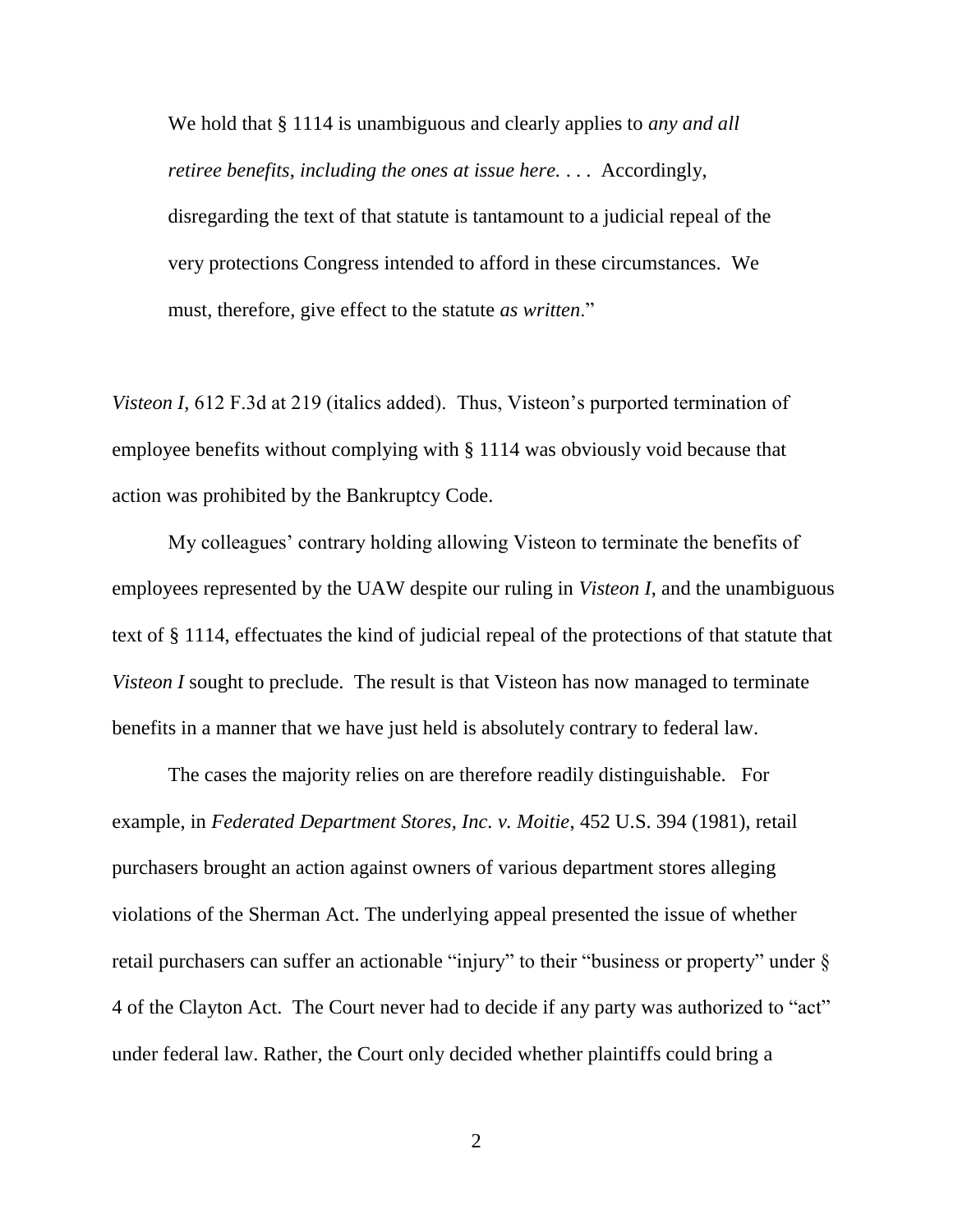We hold that § 1114 is unambiguous and clearly applies to *any and all retiree benefits*, *including the ones at issue here*. . . . Accordingly, disregarding the text of that statute is tantamount to a judicial repeal of the very protections Congress intended to afford in these circumstances. We must, therefore, give effect to the statute *as written*."

*Visteon I*, 612 F.3d at 219 (italics added). Thus, Visteon's purported termination of employee benefits without complying with § 1114 was obviously void because that action was prohibited by the Bankruptcy Code.

My colleagues' contrary holding allowing Visteon to terminate the benefits of employees represented by the UAW despite our ruling in *Visteon I*, and the unambiguous text of § 1114, effectuates the kind of judicial repeal of the protections of that statute that *Visteon I* sought to preclude. The result is that Visteon has now managed to terminate benefits in a manner that we have just held is absolutely contrary to federal law.

The cases the majority relies on are therefore readily distinguishable. For example, in *Federated Department Stores, Inc. v. Moitie*, 452 U.S. 394 (1981), retail purchasers brought an action against owners of various department stores alleging violations of the Sherman Act. The underlying appeal presented the issue of whether retail purchasers can suffer an actionable "injury" to their "business or property" under § 4 of the Clayton Act. The Court never had to decide if any party was authorized to "act" under federal law. Rather, the Court only decided whether plaintiffs could bring a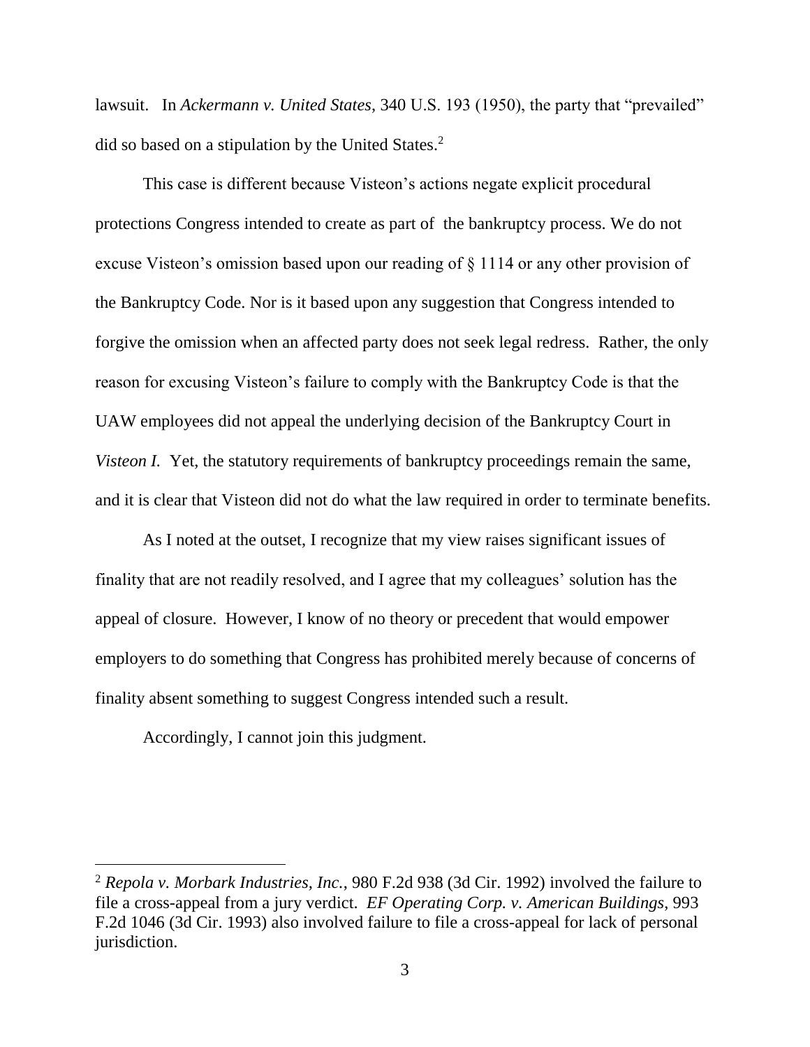lawsuit. In *Ackermann v. United States*, 340 U.S. 193 (1950), the party that "prevailed" did so based on a stipulation by the United States.[2]

This case is different because Visteon's actions negate explicit procedural protections Congress intended to create as part of the bankruptcy process. We do not excuse Visteon's omission based upon our reading of § 1114 or any other provision of the Bankruptcy Code. Nor is it based upon any suggestion that Congress intended to forgive the omission when an affected party does not seek legal redress. Rather, the only reason for excusing Visteon's failure to comply with the Bankruptcy Code is that the UAW employees did not appeal the underlying decision of the Bankruptcy Court in *Visteon I.* Yet, the statutory requirements of bankruptcy proceedings remain the same, and it is clear that Visteon did not do what the law required in order to terminate benefits.

As I noted at the outset, I recognize that my view raises significant issues of finality that are not readily resolved, and I agree that my colleagues' solution has the appeal of closure. However, I know of no theory or precedent that would empower employers to do something that Congress has prohibited merely because of concerns of finality absent something to suggest Congress intended such a result.

Accordingly, I cannot join this judgment.

---

[2] *Repola v. Morbark Industries, Inc.*, 980 F.2d 938 (3d Cir. 1992) involved the failure to file a cross-appeal from a jury verdict. *EF Operating Corp. v. American Buildings*, 993 F.2d 1046 (3d Cir. 1993) also involved failure to file a cross-appeal for lack of personal jurisdiction.